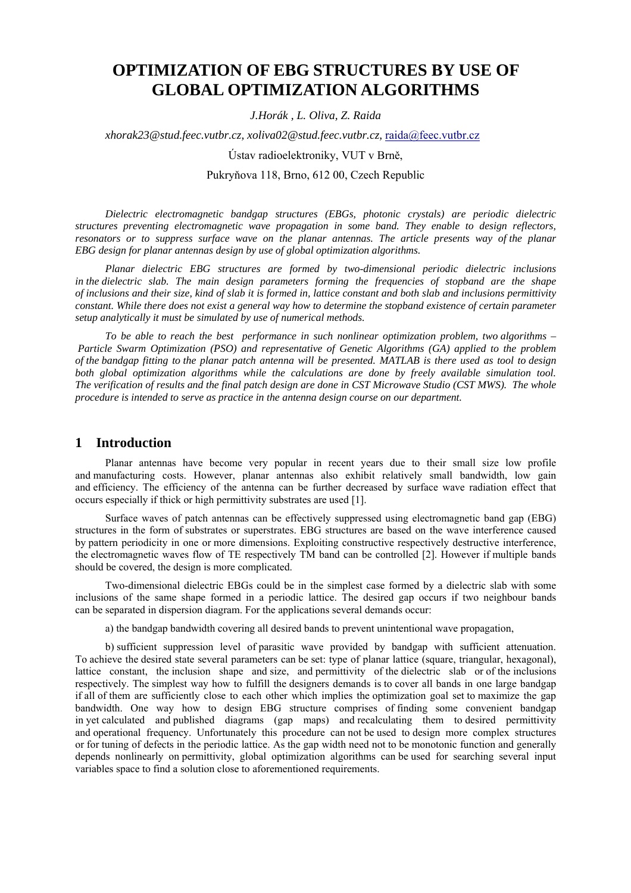# OPTIMIZATION OF EBG STRUCTURES BY USE OF GLOBAL OPTIMIZATION ALGORITHMS

*J.Horák , L. Oliva, Z. Raida*

*xhorak23@stud.feec.vutbr.cz, xoliva02@stud.feec.vutbr.cz,* raida@feec.vutbr.cz

Ústav radioelektroniky, VUT v Brně,

Pukryňova 118, Brno, 612 00, Czech Republic

*Dielectric electromagnetic bandgap structures (EBGs, photonic crystals) are periodic dielectric structures preventing electromagnetic wave propagation in some band. They enable to design reflectors, resonators or to suppress surface wave on the planar antennas. The article presents way of the planar EBG design for planar antennas design by use of global optimization algorithms.*

*Planar dielectric EBG structures are formed by two-dimensional periodic dielectric inclusions in the dielectric slab. The main design parameters forming the frequencies of stopband are the shape of inclusions and their size, kind of slab it is formed in, lattice constant and both slab and inclusions permittivity constant. While there does not exist a general way how to determine the stopband existence of certain parameter setup analytically it must be simulated by use of numerical methods.*

*To be able to reach the best performance in such nonlinear optimization problem, two algorithms – Particle Swarm Optimization (PSO) and representative of Genetic Algorithms (GA) applied to the problem of the bandgap fitting to the planar patch antenna will be presented. MATLAB is there used as tool to design both global optimization algorithms while the calculations are done by freely available simulation tool. The verification of results and the final patch design are done in CST Microwave Studio (CST MWS). The whole procedure is intended to serve as practice in the antenna design course on our department.*

## 1 Introduction

Planar antennas have become very popular in recent years due to their small size low profile and manufacturing costs. However, planar antennas also exhibit relatively small bandwidth, low gain and efficiency. The efficiency of the antenna can be further decreased by surface wave radiation effect that occurs especially if thick or high permittivity substrates are used [1].

Surface waves of patch antennas can be effectively suppressed using electromagnetic band gap (EBG) structures in the form of substrates or superstrates. EBG structures are based on the wave interference caused by pattern periodicity in one or more dimensions. Exploiting constructive respectively destructive interference, the electromagnetic waves flow of TE respectively TM band can be controlled [2]. However if multiple bands should be covered, the design is more complicated.

Two-dimensional dielectric EBGs could be in the simplest case formed by a dielectric slab with some inclusions of the same shape formed in a periodic lattice. The desired gap occurs if two neighbour bands can be separated in dispersion diagram. For the applications several demands occur:

a) the bandgap bandwidth covering all desired bands to prevent unintentional wave propagation,

b) sufficient suppression level of parasitic wave provided by bandgap with sufficient attenuation. To achieve the desired state several parameters can be set: type of planar lattice (square, triangular, hexagonal), lattice constant, the inclusion shape and size, and permittivity of the dielectric slab or of the inclusions respectively. The simplest way how to fulfill the designers demands is to cover all bands in one large bandgap if all of them are sufficiently close to each other which implies the optimization goal set to maximize the gap bandwidth. One way how to design EBG structure comprises of finding some convenient bandgap in yet calculated and published diagrams (gap maps) and recalculating them to desired permittivity and operational frequency. Unfortunately this procedure can not be used to design more complex structures or for tuning of defects in the periodic lattice. As the gap width need not to be monotonic function and generally depends nonlinearly on permittivity, global optimization algorithms can be used for searching several input variables space to find a solution close to aforementioned requirements.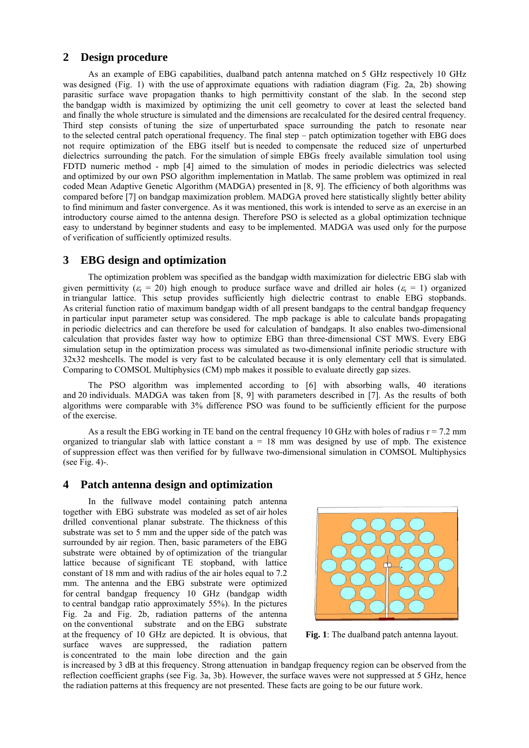## 2 Design procedure

As an example of EBG capabilities, dualband patch antenna matched on 5 GHz respectively 10 GHz was designed (Fig. 1) with the use of approximate equations with radiation diagram (Fig. 2a, 2b) showing parasitic surface wave propagation thanks to high permittivity constant of the slab. In the second step the bandgap width is maximized by optimizing the unit cell geometry to cover at least the selected band and finally the whole structure is simulated and the dimensions are recalculated for the desired central frequency. Third step consists of tuning the size of unperturbated space surrounding the patch to resonate near to the selected central patch operational frequency. The final step – patch optimization together with EBG does not require optimization of the EBG itself but is needed to compensate the reduced size of unperturbed dielectrics surrounding the patch. For the simulation of simple EBGs freely available simulation tool using FDTD numeric method - mpb [4] aimed to the simulation of modes in periodic dielectrics was selected and optimized by our own PSO algorithm implementation in Matlab. The same problem was optimized in real coded Mean Adaptive Genetic Algorithm (MADGA) presented in [8, 9]. The efficiency of both algorithms was compared before [7] on bandgap maximization problem. MADGA proved here statistically slightly better ability to find minimum and faster convergence. As it was mentioned, this work is intended to serve as an exercise in an introductory course aimed to the antenna design. Therefore PSO is selected as a global optimization technique easy to understand by beginner students and easy to be implemented. MADGA was used only for the purpose of verification of sufficiently optimized results.

## 3 EBG design and optimization

The optimization problem was specified as the bandgap width maximization for dielectric EBG slab with given permittivity ($\varepsilon_r$ = 20) high enough to produce surface wave and drilled air holes ($\varepsilon_r$ = 1) organized in triangular lattice. This setup provides sufficiently high dielectric contrast to enable EBG stopbands. As criterial function ratio of maximum bandgap width of all present bandgaps to the central bandgap frequency in particular input parameter setup was considered. The mpb package is able to calculate bands propagating in periodic dielectrics and can therefore be used for calculation of bandgaps. It also enables two-dimensional calculation that provides faster way how to optimize EBG than three-dimensional CST MWS. Every EBG simulation setup in the optimization process was simulated as two-dimensional infinite periodic structure with 32x32 meshcells. The model is very fast to be calculated because it is only elementary cell that is simulated. Comparing to COMSOL Multiphysics (CM) mpb makes it possible to evaluate directly gap sizes.

The PSO algorithm was implemented according to [6] with absorbing walls, 40 iterations and 20 individuals. MADGA was taken from [8, 9] with parameters described in [7]. As the results of both algorithms were comparable with 3% difference PSO was found to be sufficiently efficient for the purpose of the exercise.

As a result the EBG working in TE band on the central frequency 10 GHz with holes of radius r = 7.2 mm organized to triangular slab with lattice constant a = 18 mm was designed by use of mpb. The existence of suppression effect was then verified for by fullwave two-dimensional simulation in COMSOL Multiphysics (see Fig. 4)-.

## 4 Patch antenna design and optimization

In the fullwave model containing patch antenna together with EBG substrate was modeled as set of air holes drilled conventional planar substrate. The thickness of this substrate was set to 5 mm and the upper side of the patch was surrounded by air region. Then, basic parameters of the EBG substrate were obtained by of optimization of the triangular lattice because of significant TE stopband, with lattice constant of 18 mm and with radius of the air holes equal to 7.2 mm. The antenna and the EBG substrate were optimized for central bandgap frequency 10 GHz (bandgap width to central bandgap ratio approximately 55%). In the pictures Fig. 2a and Fig. 2b, radiation patterns of the antenna on the conventional substrate and on the EBG substrate at the frequency of 10 GHz are depicted. It is obvious, that surface waves are suppressed, the radiation pattern is concentrated to the main lobe direction and the gain is increased by 3 dB at this frequency. Strong attenuation in bandgap frequency region can be observed from the reflection coefficient graphs (see Fig. 3a, 3b). However, the surface waves were not suppressed at 5 GHz, hence the radiation patterns at this frequency are not presented. These facts are going to be our future work.

**Fig. 1**: The dualband patch antenna layout.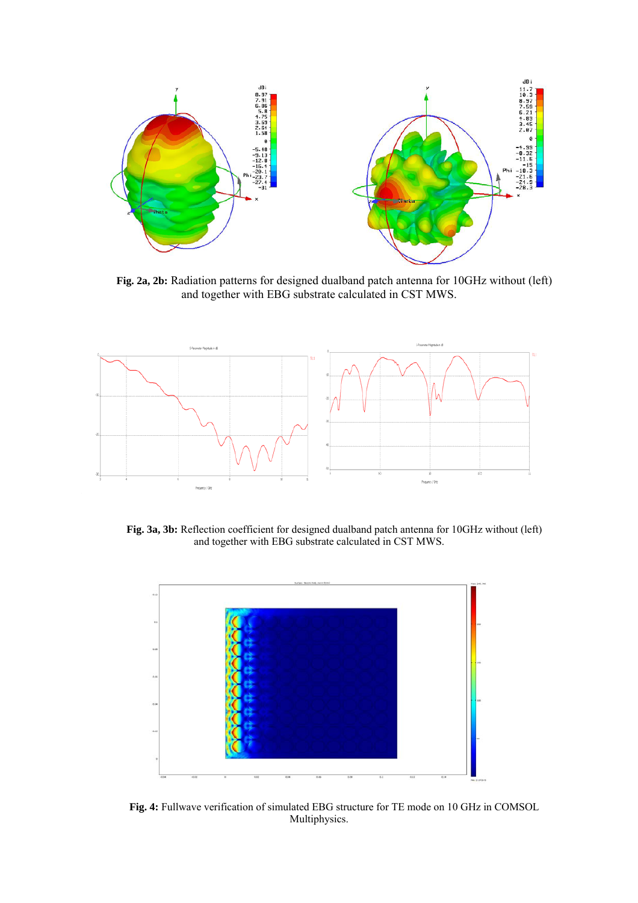**Fig. 2a, 2b:** Radiation patterns for designed dualband patch antenna for 10GHz without (left) and together with EBG substrate calculated in CST MWS.

**Fig. 3a, 3b:** Reflection coefficient for designed dualband patch antenna for 10GHz without (left) and together with EBG substrate calculated in CST MWS.

**Fig. 4:** Fullwave verification of simulated EBG structure for TE mode on 10 GHz in COMSOL Multiphysics.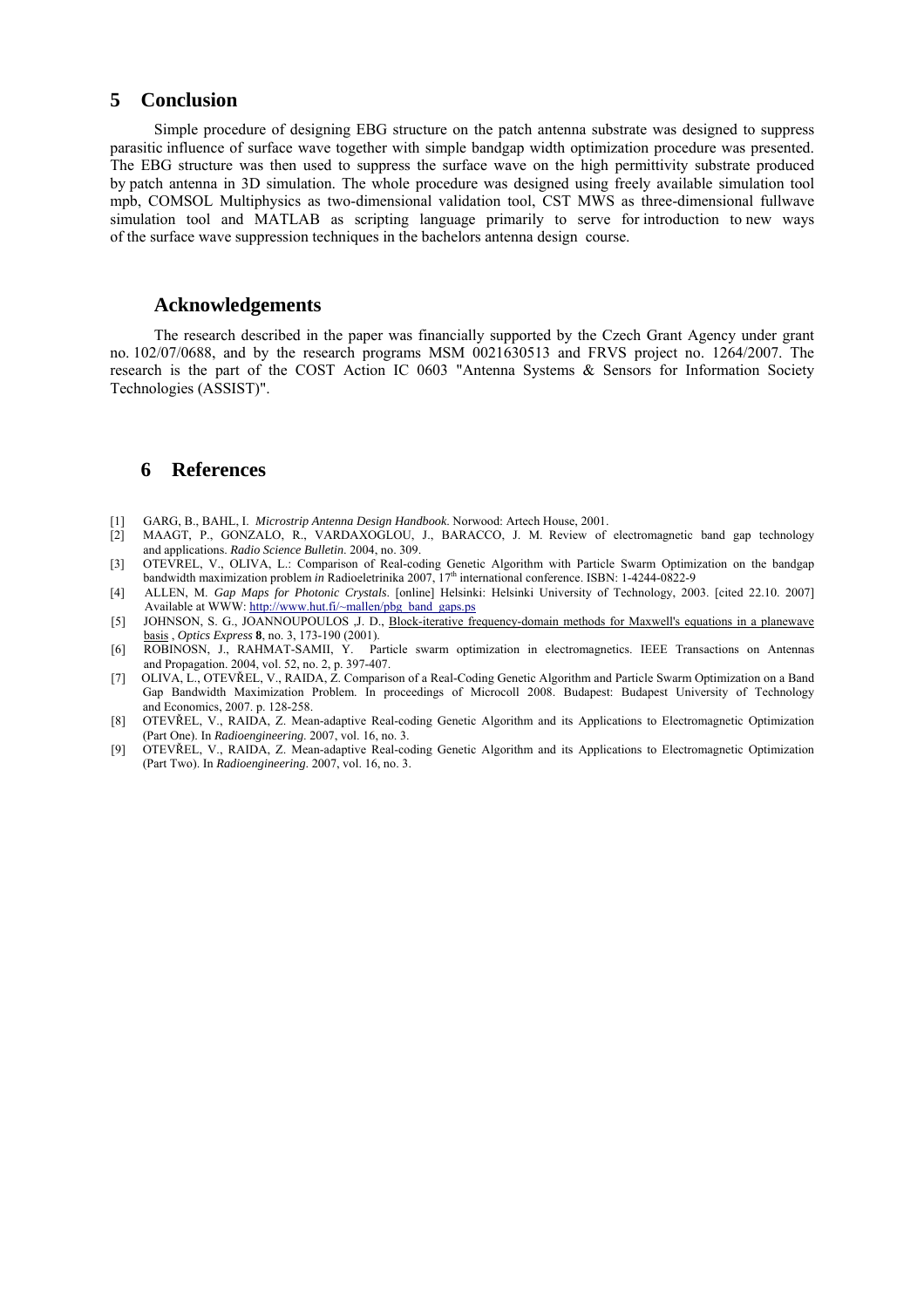## 5 Conclusion

Simple procedure of designing EBG structure on the patch antenna substrate was designed to suppress parasitic influence of surface wave together with simple bandgap width optimization procedure was presented. The EBG structure was then used to suppress the surface wave on the high permittivity substrate produced by patch antenna in 3D simulation. The whole procedure was designed using freely available simulation tool mpb, COMSOL Multiphysics as two-dimensional validation tool, CST MWS as three-dimensional fullwave simulation tool and MATLAB as scripting language primarily to serve for introduction to new ways of the surface wave suppression techniques in the bachelors antenna design course.

## Acknowledgements

The research described in the paper was financially supported by the Czech Grant Agency under grant no. 102/07/0688, and by the research programs MSM 0021630513 and FRVS project no. 1264/2007. The research is the part of the COST Action IC 0603 "Antenna Systems & Sensors for Information Society Technologies (ASSIST)".

## 6 References

[1] GARG, B., BAHL, I. *Microstrip Antenna Design Handbook*. Norwood: Artech House, 2001.

[2] MAAGT, P., GONZALO, R., VARDAXOGLOU, J., BARACCO, J. M. Review of electromagnetic band gap technology and applications. *Radio Science Bulletin*. 2004, no. 309.

[3] OTEVREL, V., OLIVA, L.: Comparison of Real-coding Genetic Algorithm with Particle Swarm Optimization on the bandgap bandwidth maximization problem *in* Radioeletrinika 2007, 17th international conference. ISBN: 1-4244-0822-9

[4] ALLEN, M. *Gap Maps for Photonic Crystals*. [online] Helsinki: Helsinki University of Technology, 2003. [cited 22.10. 2007] Available at WWW: http://www.hut.fi/~mallen/pbg_band_gaps.ps

[5] JOHNSON, S. G., JOANNOUPOULOS ,J. D., Block-iterative frequency-domain methods for Maxwell's equations in a planewave basis , *Optics Express* **8**, no. 3, 173-190 (2001).

[6] ROBINOSN, J., RAHMAT-SAMII, Y. Particle swarm optimization in electromagnetics. IEEE Transactions on Antennas and Propagation. 2004, vol. 52, no. 2, p. 397-407.

[7] OLIVA, L., OTEVŘEL, V., RAIDA, Z. Comparison of a Real-Coding Genetic Algorithm and Particle Swarm Optimization on a Band Gap Bandwidth Maximization Problem. In proceedings of Microcoll 2008. Budapest: Budapest University of Technology and Economics, 2007. p. 128-258.

[8] OTEVŘEL, V., RAIDA, Z. Mean-adaptive Real-coding Genetic Algorithm and its Applications to Electromagnetic Optimization (Part One). In *Radioengineering*. 2007, vol. 16, no. 3.

[9] OTEVŘEL, V., RAIDA, Z. Mean-adaptive Real-coding Genetic Algorithm and its Applications to Electromagnetic Optimization (Part Two). In *Radioengineering*. 2007, vol. 16, no. 3.